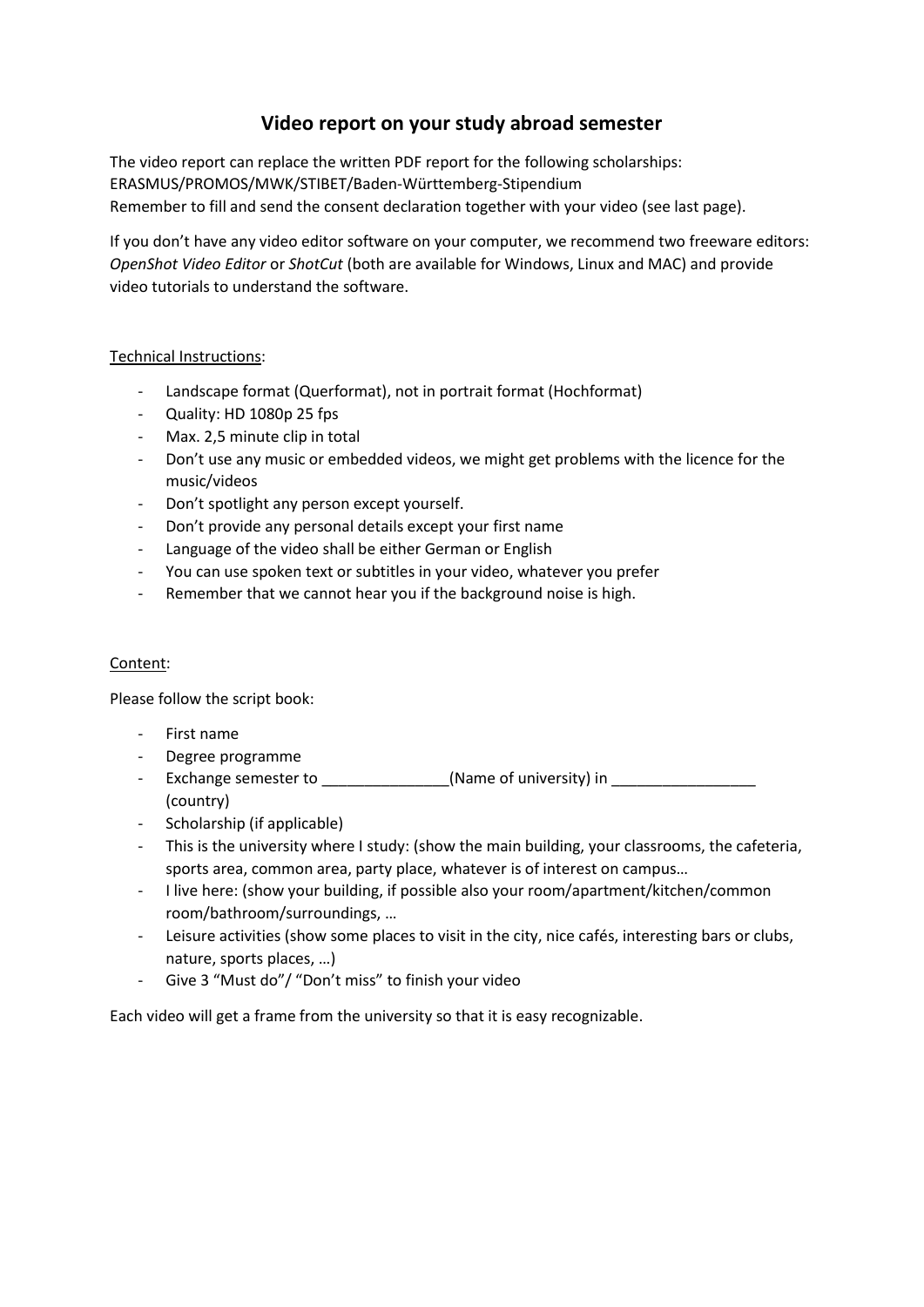# Video report on your study abroad semester

The video report can replace the written PDF report for the following scholarships:
ERASMUS/PROMOS/MWK/STIBET/Baden-Württemberg-Stipendium
Remember to fill and send the consent declaration together with your video (see last page).

If you don't have any video editor software on your computer, we recommend two freeware editors: *OpenShot Video Editor* or *ShotCut* (both are available for Windows, Linux and MAC) and provide video tutorials to understand the software.

Technical Instructions:

- Landscape format (Querformat), not in portrait format (Hochformat)
- Quality: HD 1080p 25 fps
- Max. 2,5 minute clip in total
- Don't use any music or embedded videos, we might get problems with the licence for the music/videos
- Don't spotlight any person except yourself.
- Don't provide any personal details except your first name
- Language of the video shall be either German or English
- You can use spoken text or subtitles in your video, whatever you prefer
- Remember that we cannot hear you if the background noise is high.

Content:

Please follow the script book:

- First name
- Degree programme
- Exchange semester to _______________(Name of university) in _________________ (country)
- Scholarship (if applicable)
- This is the university where I study: (show the main building, your classrooms, the cafeteria, sports area, common area, party place, whatever is of interest on campus…
- I live here: (show your building, if possible also your room/apartment/kitchen/common room/bathroom/surroundings, …
- Leisure activities (show some places to visit in the city, nice cafés, interesting bars or clubs, nature, sports places, …)
- Give 3 "Must do"/ "Don't miss" to finish your video

Each video will get a frame from the university so that it is easy recognizable.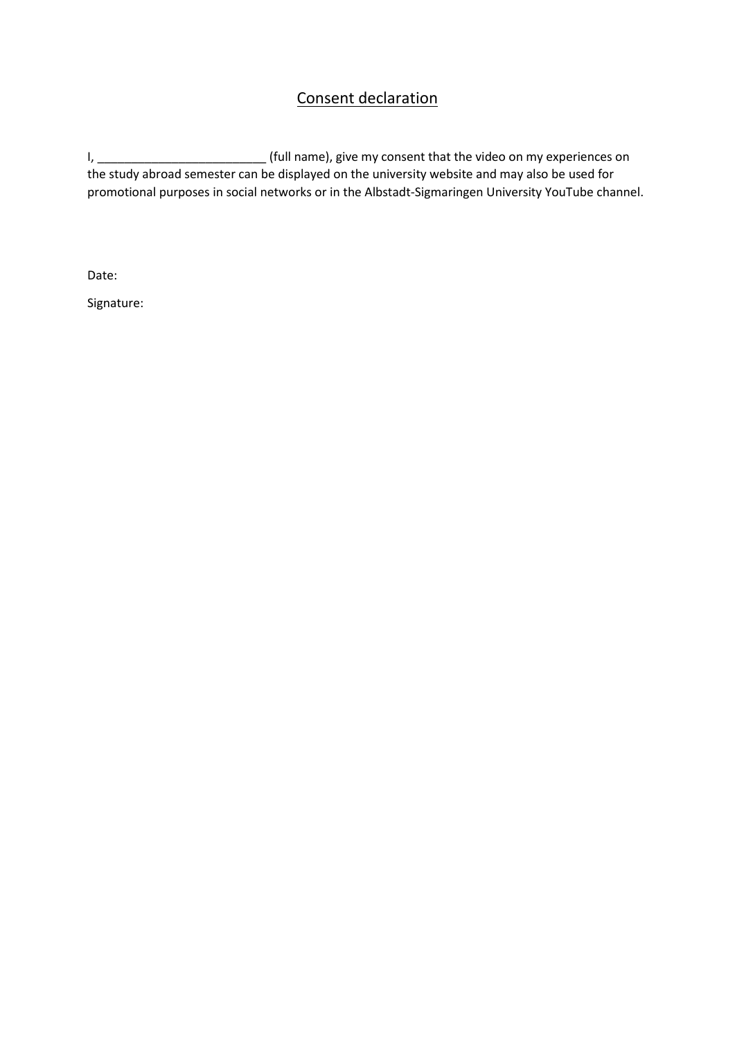# Consent declaration

I, _________________________ (full name), give my consent that the video on my experiences on the study abroad semester can be displayed on the university website and may also be used for promotional purposes in social networks or in the Albstadt-Sigmaringen University YouTube channel.

Date:

Signature: